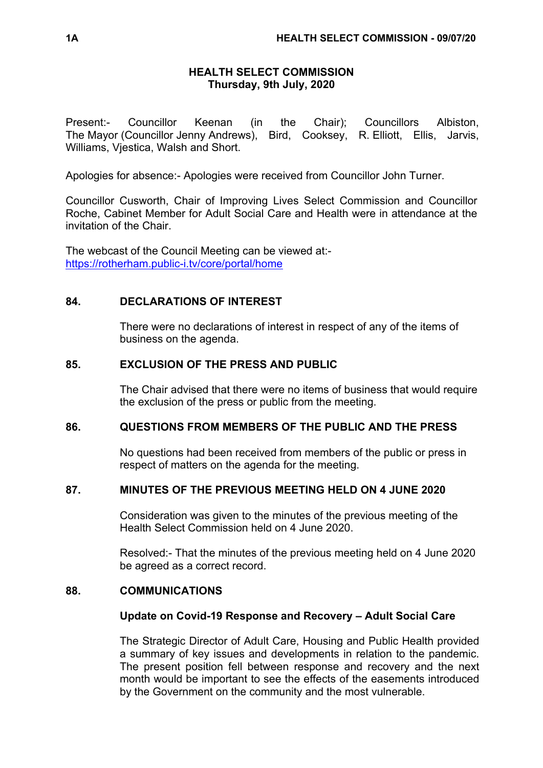# HEALTH SELECT COMMISSION
**Thursday, 9th July, 2020**

Present:- Councillor Keenan (in the Chair); Councillors Albiston, The Mayor (Councillor Jenny Andrews), Bird, Cooksey, R. Elliott, Ellis, Jarvis, Williams, Vjestica, Walsh and Short.

Apologies for absence:- Apologies were received from Councillor John Turner.

Councillor Cusworth, Chair of Improving Lives Select Commission and Councillor Roche, Cabinet Member for Adult Social Care and Health were in attendance at the invitation of the Chair.

The webcast of the Council Meeting can be viewed at:-
https://rotherham.public-i.tv/core/portal/home

## 84. DECLARATIONS OF INTEREST

There were no declarations of interest in respect of any of the items of business on the agenda.

## 85. EXCLUSION OF THE PRESS AND PUBLIC

The Chair advised that there were no items of business that would require the exclusion of the press or public from the meeting.

## 86. QUESTIONS FROM MEMBERS OF THE PUBLIC AND THE PRESS

No questions had been received from members of the public or press in respect of matters on the agenda for the meeting.

## 87. MINUTES OF THE PREVIOUS MEETING HELD ON 4 JUNE 2020

Consideration was given to the minutes of the previous meeting of the Health Select Commission held on 4 June 2020.

Resolved:- That the minutes of the previous meeting held on 4 June 2020 be agreed as a correct record.

## 88. COMMUNICATIONS

**Update on Covid-19 Response and Recovery – Adult Social Care**

The Strategic Director of Adult Care, Housing and Public Health provided a summary of key issues and developments in relation to the pandemic. The present position fell between response and recovery and the next month would be important to see the effects of the easements introduced by the Government on the community and the most vulnerable.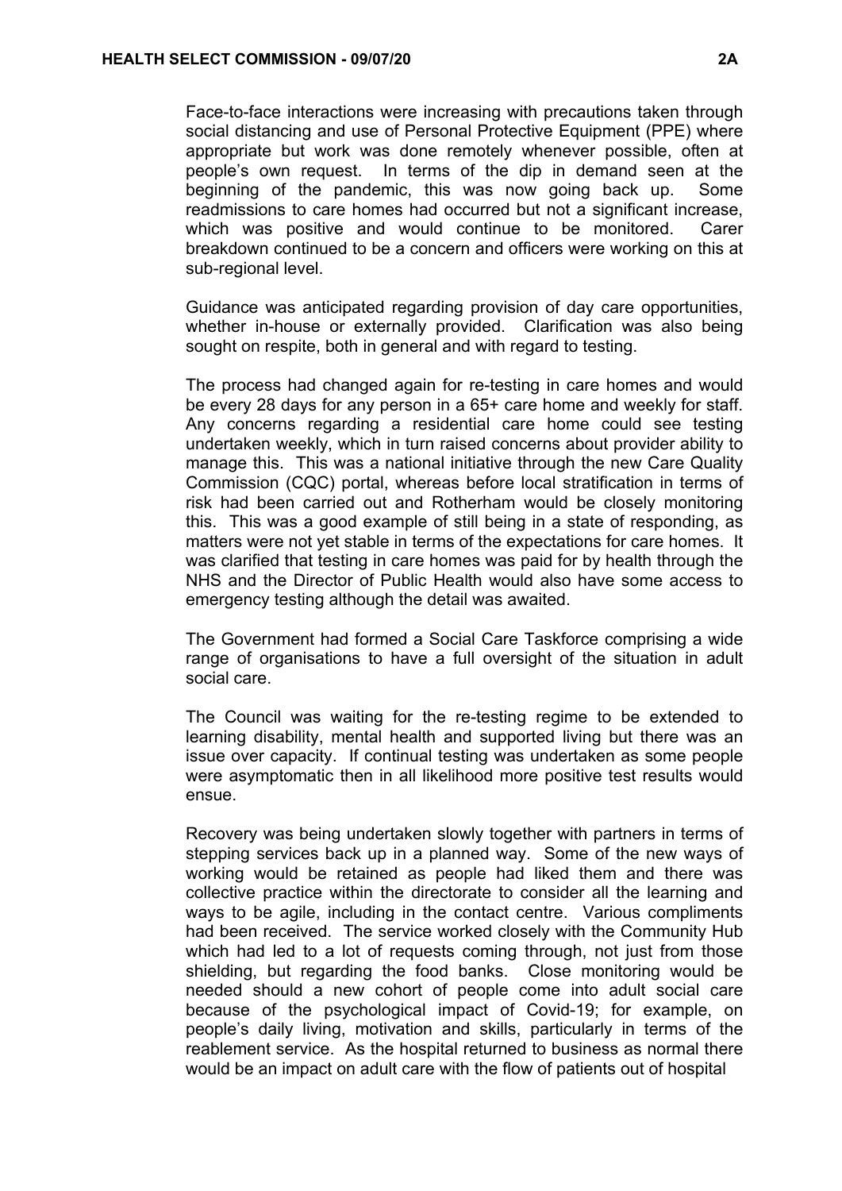Face-to-face interactions were increasing with precautions taken through social distancing and use of Personal Protective Equipment (PPE) where appropriate but work was done remotely whenever possible, often at people's own request. In terms of the dip in demand seen at the beginning of the pandemic, this was now going back up. Some readmissions to care homes had occurred but not a significant increase, which was positive and would continue to be monitored. Carer breakdown continued to be a concern and officers were working on this at sub-regional level.

Guidance was anticipated regarding provision of day care opportunities, whether in-house or externally provided. Clarification was also being sought on respite, both in general and with regard to testing.

The process had changed again for re-testing in care homes and would be every 28 days for any person in a 65+ care home and weekly for staff. Any concerns regarding a residential care home could see testing undertaken weekly, which in turn raised concerns about provider ability to manage this. This was a national initiative through the new Care Quality Commission (CQC) portal, whereas before local stratification in terms of risk had been carried out and Rotherham would be closely monitoring this. This was a good example of still being in a state of responding, as matters were not yet stable in terms of the expectations for care homes. It was clarified that testing in care homes was paid for by health through the NHS and the Director of Public Health would also have some access to emergency testing although the detail was awaited.

The Government had formed a Social Care Taskforce comprising a wide range of organisations to have a full oversight of the situation in adult social care.

The Council was waiting for the re-testing regime to be extended to learning disability, mental health and supported living but there was an issue over capacity. If continual testing was undertaken as some people were asymptomatic then in all likelihood more positive test results would ensue.

Recovery was being undertaken slowly together with partners in terms of stepping services back up in a planned way. Some of the new ways of working would be retained as people had liked them and there was collective practice within the directorate to consider all the learning and ways to be agile, including in the contact centre. Various compliments had been received. The service worked closely with the Community Hub which had led to a lot of requests coming through, not just from those shielding, but regarding the food banks. Close monitoring would be needed should a new cohort of people come into adult social care because of the psychological impact of Covid-19; for example, on people's daily living, motivation and skills, particularly in terms of the reablement service. As the hospital returned to business as normal there would be an impact on adult care with the flow of patients out of hospital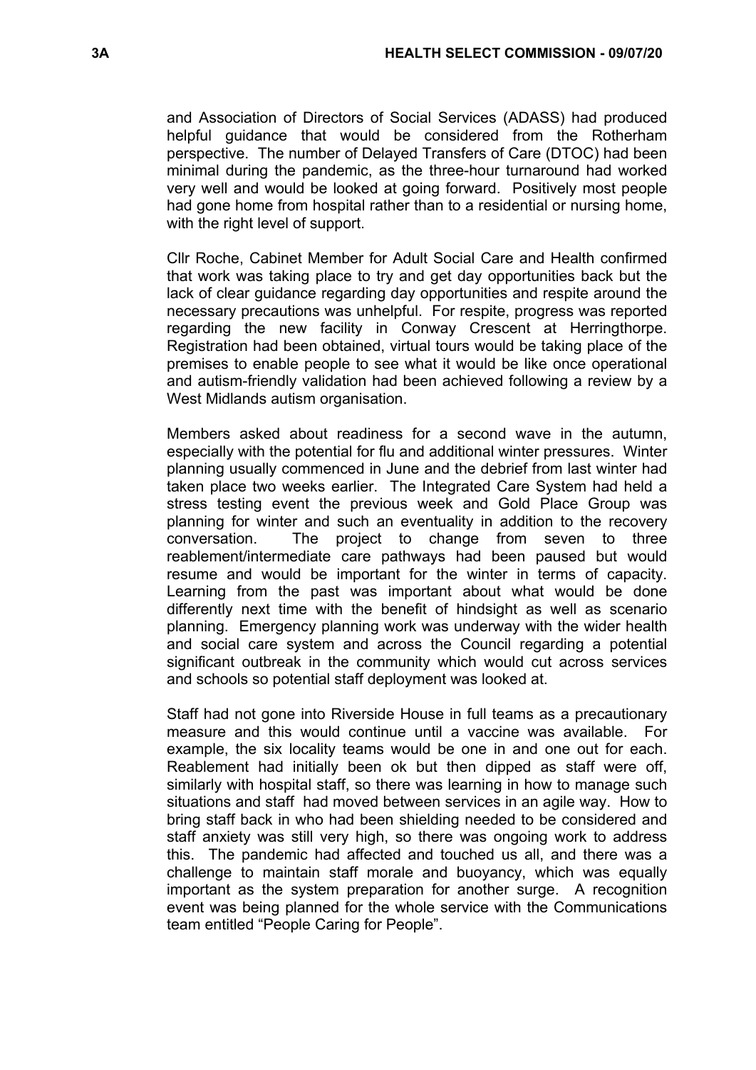and Association of Directors of Social Services (ADASS) had produced helpful guidance that would be considered from the Rotherham perspective. The number of Delayed Transfers of Care (DTOC) had been minimal during the pandemic, as the three-hour turnaround had worked very well and would be looked at going forward. Positively most people had gone home from hospital rather than to a residential or nursing home, with the right level of support.

Cllr Roche, Cabinet Member for Adult Social Care and Health confirmed that work was taking place to try and get day opportunities back but the lack of clear guidance regarding day opportunities and respite around the necessary precautions was unhelpful. For respite, progress was reported regarding the new facility in Conway Crescent at Herringthorpe. Registration had been obtained, virtual tours would be taking place of the premises to enable people to see what it would be like once operational and autism-friendly validation had been achieved following a review by a West Midlands autism organisation.

Members asked about readiness for a second wave in the autumn, especially with the potential for flu and additional winter pressures. Winter planning usually commenced in June and the debrief from last winter had taken place two weeks earlier. The Integrated Care System had held a stress testing event the previous week and Gold Place Group was planning for winter and such an eventuality in addition to the recovery conversation. The project to change from seven to three reablement/intermediate care pathways had been paused but would resume and would be important for the winter in terms of capacity. Learning from the past was important about what would be done differently next time with the benefit of hindsight as well as scenario planning. Emergency planning work was underway with the wider health and social care system and across the Council regarding a potential significant outbreak in the community which would cut across services and schools so potential staff deployment was looked at.

Staff had not gone into Riverside House in full teams as a precautionary measure and this would continue until a vaccine was available. For example, the six locality teams would be one in and one out for each. Reablement had initially been ok but then dipped as staff were off, similarly with hospital staff, so there was learning in how to manage such situations and staff had moved between services in an agile way. How to bring staff back in who had been shielding needed to be considered and staff anxiety was still very high, so there was ongoing work to address this. The pandemic had affected and touched us all, and there was a challenge to maintain staff morale and buoyancy, which was equally important as the system preparation for another surge. A recognition event was being planned for the whole service with the Communications team entitled "People Caring for People".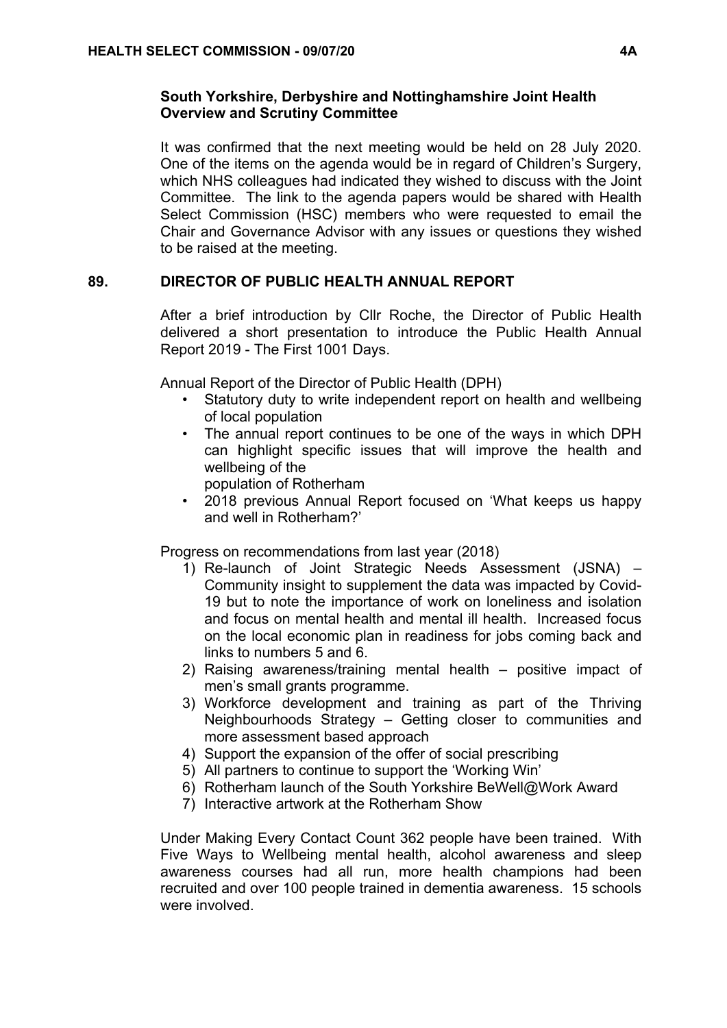**South Yorkshire, Derbyshire and Nottinghamshire Joint Health Overview and Scrutiny Committee**

It was confirmed that the next meeting would be held on 28 July 2020. One of the items on the agenda would be in regard of Children's Surgery, which NHS colleagues had indicated they wished to discuss with the Joint Committee. The link to the agenda papers would be shared with Health Select Commission (HSC) members who were requested to email the Chair and Governance Advisor with any issues or questions they wished to be raised at the meeting.

## 89. DIRECTOR OF PUBLIC HEALTH ANNUAL REPORT

After a brief introduction by Cllr Roche, the Director of Public Health delivered a short presentation to introduce the Public Health Annual Report 2019 - The First 1001 Days.

Annual Report of the Director of Public Health (DPH)

- Statutory duty to write independent report on health and wellbeing of local population
- The annual report continues to be one of the ways in which DPH can highlight specific issues that will improve the health and wellbeing of the population of Rotherham
- 2018 previous Annual Report focused on 'What keeps us happy and well in Rotherham?'

Progress on recommendations from last year (2018)

1) Re-launch of Joint Strategic Needs Assessment (JSNA) – Community insight to supplement the data was impacted by Covid-19 but to note the importance of work on loneliness and isolation and focus on mental health and mental ill health. Increased focus on the local economic plan in readiness for jobs coming back and links to numbers 5 and 6.
2) Raising awareness/training mental health – positive impact of men's small grants programme.
3) Workforce development and training as part of the Thriving Neighbourhoods Strategy – Getting closer to communities and more assessment based approach
4) Support the expansion of the offer of social prescribing
5) All partners to continue to support the 'Working Win'
6) Rotherham launch of the South Yorkshire BeWell@Work Award
7) Interactive artwork at the Rotherham Show

Under Making Every Contact Count 362 people have been trained. With Five Ways to Wellbeing mental health, alcohol awareness and sleep awareness courses had all run, more health champions had been recruited and over 100 people trained in dementia awareness. 15 schools were involved.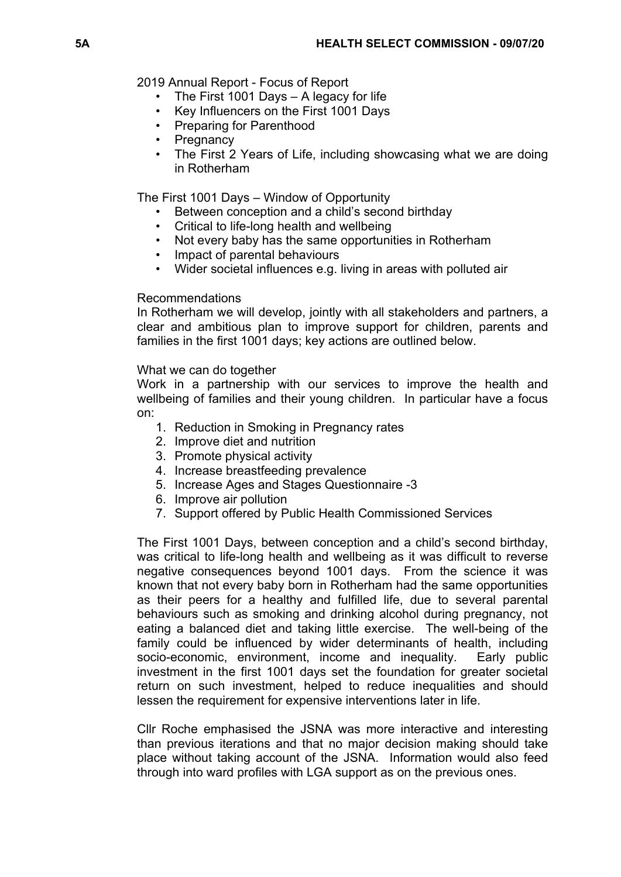2019 Annual Report - Focus of Report

- The First 1001 Days – A legacy for life
- Key Influencers on the First 1001 Days
- Preparing for Parenthood
- Pregnancy
- The First 2 Years of Life, including showcasing what we are doing in Rotherham

The First 1001 Days – Window of Opportunity

- Between conception and a child's second birthday
- Critical to life-long health and wellbeing
- Not every baby has the same opportunities in Rotherham
- Impact of parental behaviours
- Wider societal influences e.g. living in areas with polluted air

Recommendations
In Rotherham we will develop, jointly with all stakeholders and partners, a clear and ambitious plan to improve support for children, parents and families in the first 1001 days; key actions are outlined below.

What we can do together
Work in a partnership with our services to improve the health and wellbeing of families and their young children. In particular have a focus on:

1. Reduction in Smoking in Pregnancy rates
2. Improve diet and nutrition
3. Promote physical activity
4. Increase breastfeeding prevalence
5. Increase Ages and Stages Questionnaire -3
6. Improve air pollution
7. Support offered by Public Health Commissioned Services

The First 1001 Days, between conception and a child's second birthday, was critical to life-long health and wellbeing as it was difficult to reverse negative consequences beyond 1001 days. From the science it was known that not every baby born in Rotherham had the same opportunities as their peers for a healthy and fulfilled life, due to several parental behaviours such as smoking and drinking alcohol during pregnancy, not eating a balanced diet and taking little exercise. The well-being of the family could be influenced by wider determinants of health, including socio-economic, environment, income and inequality. Early public investment in the first 1001 days set the foundation for greater societal return on such investment, helped to reduce inequalities and should lessen the requirement for expensive interventions later in life.

Cllr Roche emphasised the JSNA was more interactive and interesting than previous iterations and that no major decision making should take place without taking account of the JSNA. Information would also feed through into ward profiles with LGA support as on the previous ones.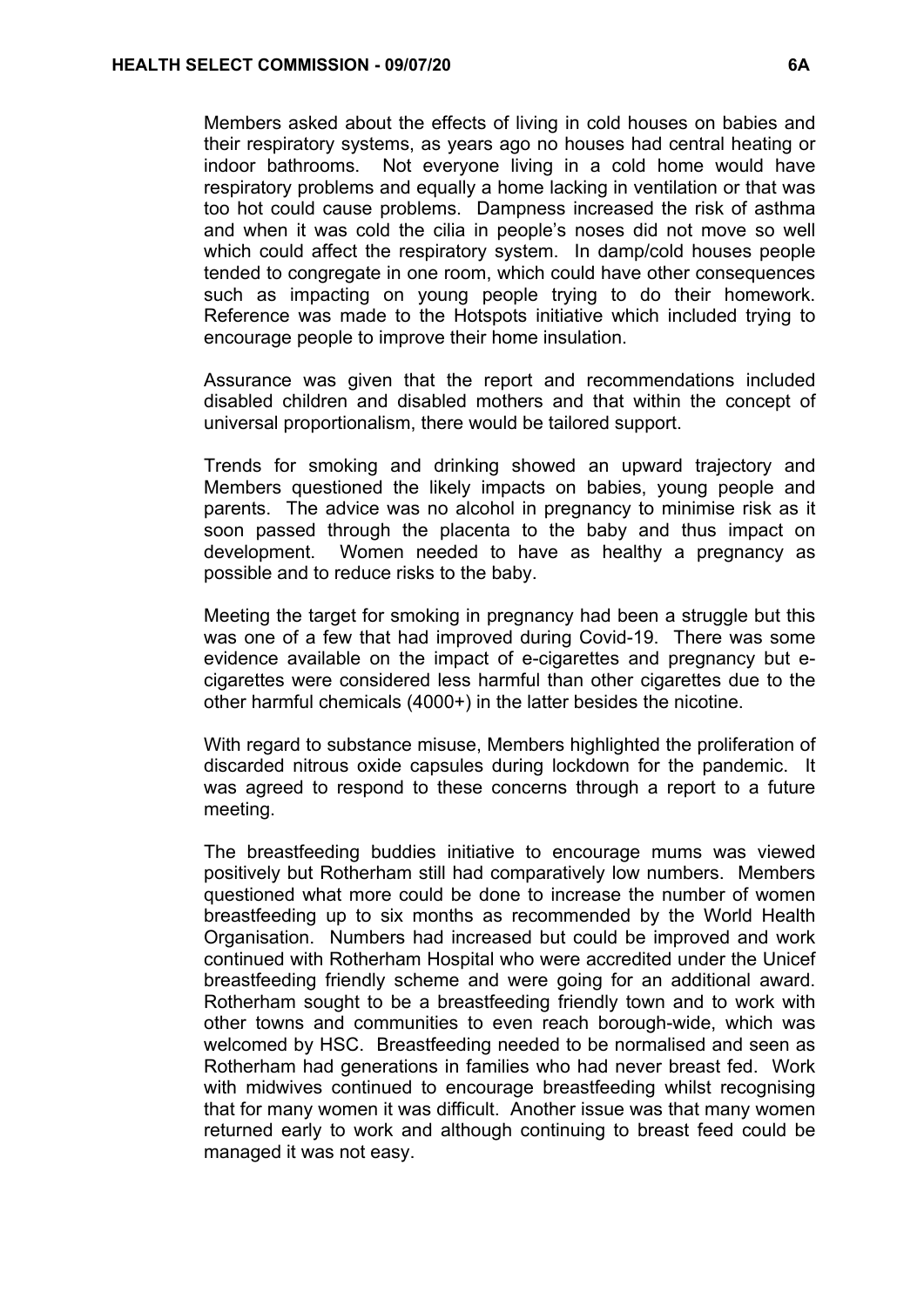Members asked about the effects of living in cold houses on babies and their respiratory systems, as years ago no houses had central heating or indoor bathrooms. Not everyone living in a cold home would have respiratory problems and equally a home lacking in ventilation or that was too hot could cause problems. Dampness increased the risk of asthma and when it was cold the cilia in people's noses did not move so well which could affect the respiratory system. In damp/cold houses people tended to congregate in one room, which could have other consequences such as impacting on young people trying to do their homework. Reference was made to the Hotspots initiative which included trying to encourage people to improve their home insulation.

Assurance was given that the report and recommendations included disabled children and disabled mothers and that within the concept of universal proportionalism, there would be tailored support.

Trends for smoking and drinking showed an upward trajectory and Members questioned the likely impacts on babies, young people and parents. The advice was no alcohol in pregnancy to minimise risk as it soon passed through the placenta to the baby and thus impact on development. Women needed to have as healthy a pregnancy as possible and to reduce risks to the baby.

Meeting the target for smoking in pregnancy had been a struggle but this was one of a few that had improved during Covid-19. There was some evidence available on the impact of e-cigarettes and pregnancy but e-cigarettes were considered less harmful than other cigarettes due to the other harmful chemicals (4000+) in the latter besides the nicotine.

With regard to substance misuse, Members highlighted the proliferation of discarded nitrous oxide capsules during lockdown for the pandemic. It was agreed to respond to these concerns through a report to a future meeting.

The breastfeeding buddies initiative to encourage mums was viewed positively but Rotherham still had comparatively low numbers. Members questioned what more could be done to increase the number of women breastfeeding up to six months as recommended by the World Health Organisation. Numbers had increased but could be improved and work continued with Rotherham Hospital who were accredited under the Unicef breastfeeding friendly scheme and were going for an additional award. Rotherham sought to be a breastfeeding friendly town and to work with other towns and communities to even reach borough-wide, which was welcomed by HSC. Breastfeeding needed to be normalised and seen as Rotherham had generations in families who had never breast fed. Work with midwives continued to encourage breastfeeding whilst recognising that for many women it was difficult. Another issue was that many women returned early to work and although continuing to breast feed could be managed it was not easy.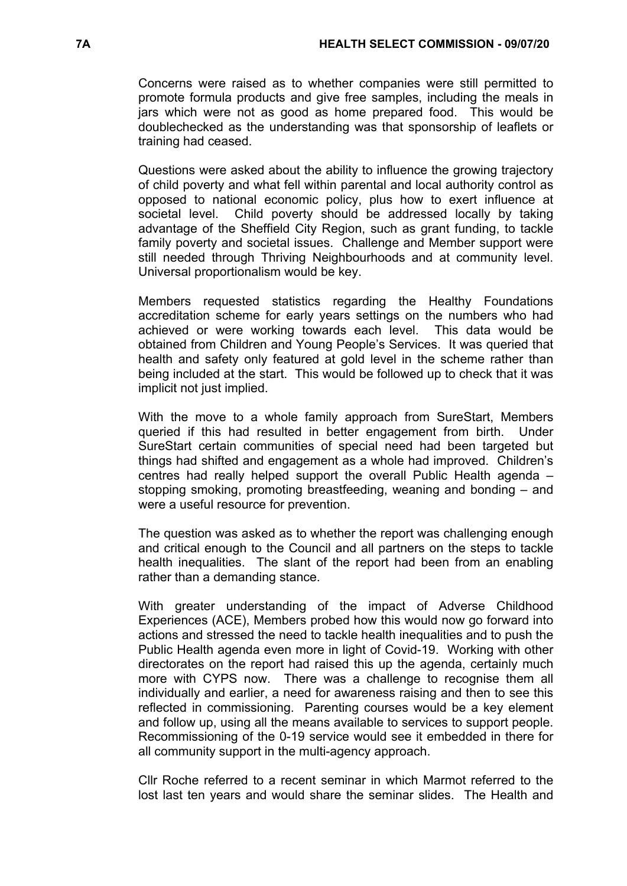Concerns were raised as to whether companies were still permitted to promote formula products and give free samples, including the meals in jars which were not as good as home prepared food. This would be doublechecked as the understanding was that sponsorship of leaflets or training had ceased.

Questions were asked about the ability to influence the growing trajectory of child poverty and what fell within parental and local authority control as opposed to national economic policy, plus how to exert influence at societal level. Child poverty should be addressed locally by taking advantage of the Sheffield City Region, such as grant funding, to tackle family poverty and societal issues. Challenge and Member support were still needed through Thriving Neighbourhoods and at community level. Universal proportionalism would be key.

Members requested statistics regarding the Healthy Foundations accreditation scheme for early years settings on the numbers who had achieved or were working towards each level. This data would be obtained from Children and Young People's Services. It was queried that health and safety only featured at gold level in the scheme rather than being included at the start. This would be followed up to check that it was implicit not just implied.

With the move to a whole family approach from SureStart, Members queried if this had resulted in better engagement from birth. Under SureStart certain communities of special need had been targeted but things had shifted and engagement as a whole had improved. Children's centres had really helped support the overall Public Health agenda – stopping smoking, promoting breastfeeding, weaning and bonding – and were a useful resource for prevention.

The question was asked as to whether the report was challenging enough and critical enough to the Council and all partners on the steps to tackle health inequalities. The slant of the report had been from an enabling rather than a demanding stance.

With greater understanding of the impact of Adverse Childhood Experiences (ACE), Members probed how this would now go forward into actions and stressed the need to tackle health inequalities and to push the Public Health agenda even more in light of Covid-19. Working with other directorates on the report had raised this up the agenda, certainly much more with CYPS now. There was a challenge to recognise them all individually and earlier, a need for awareness raising and then to see this reflected in commissioning. Parenting courses would be a key element and follow up, using all the means available to services to support people. Recommissioning of the 0-19 service would see it embedded in there for all community support in the multi-agency approach.

Cllr Roche referred to a recent seminar in which Marmot referred to the lost last ten years and would share the seminar slides. The Health and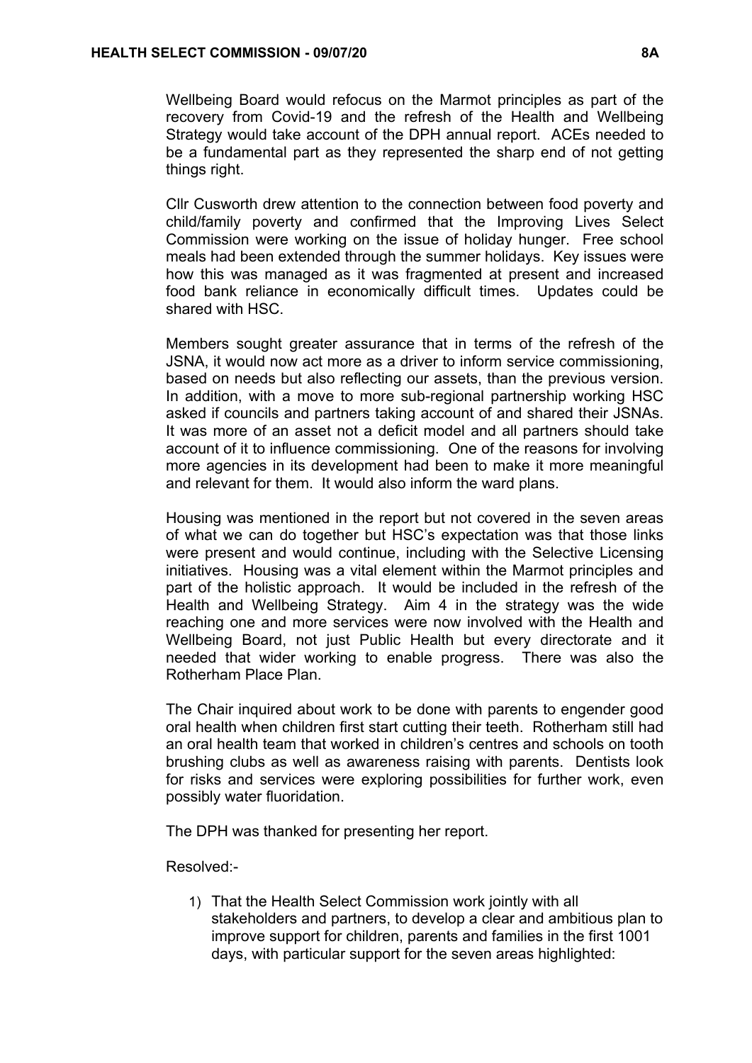Wellbeing Board would refocus on the Marmot principles as part of the recovery from Covid-19 and the refresh of the Health and Wellbeing Strategy would take account of the DPH annual report. ACEs needed to be a fundamental part as they represented the sharp end of not getting things right.

Cllr Cusworth drew attention to the connection between food poverty and child/family poverty and confirmed that the Improving Lives Select Commission were working on the issue of holiday hunger. Free school meals had been extended through the summer holidays. Key issues were how this was managed as it was fragmented at present and increased food bank reliance in economically difficult times. Updates could be shared with HSC.

Members sought greater assurance that in terms of the refresh of the JSNA, it would now act more as a driver to inform service commissioning, based on needs but also reflecting our assets, than the previous version. In addition, with a move to more sub-regional partnership working HSC asked if councils and partners taking account of and shared their JSNAs. It was more of an asset not a deficit model and all partners should take account of it to influence commissioning. One of the reasons for involving more agencies in its development had been to make it more meaningful and relevant for them. It would also inform the ward plans.

Housing was mentioned in the report but not covered in the seven areas of what we can do together but HSC's expectation was that those links were present and would continue, including with the Selective Licensing initiatives. Housing was a vital element within the Marmot principles and part of the holistic approach. It would be included in the refresh of the Health and Wellbeing Strategy. Aim 4 in the strategy was the wide reaching one and more services were now involved with the Health and Wellbeing Board, not just Public Health but every directorate and it needed that wider working to enable progress. There was also the Rotherham Place Plan.

The Chair inquired about work to be done with parents to engender good oral health when children first start cutting their teeth. Rotherham still had an oral health team that worked in children's centres and schools on tooth brushing clubs as well as awareness raising with parents. Dentists look for risks and services were exploring possibilities for further work, even possibly water fluoridation.

The DPH was thanked for presenting her report.

Resolved:-

1) That the Health Select Commission work jointly with all stakeholders and partners, to develop a clear and ambitious plan to improve support for children, parents and families in the first 1001 days, with particular support for the seven areas highlighted: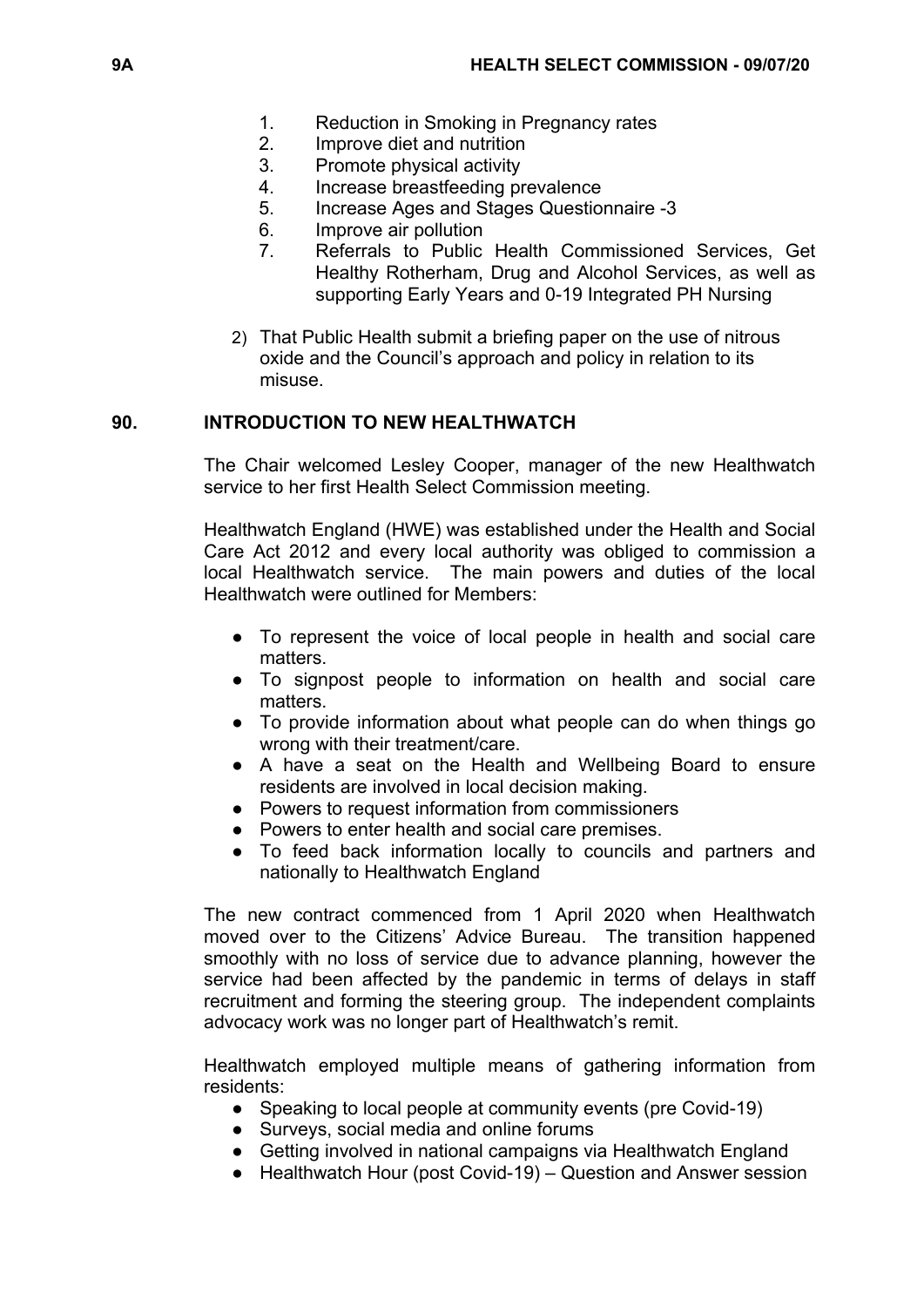1. Reduction in Smoking in Pregnancy rates
2. Improve diet and nutrition
3. Promote physical activity
4. Increase breastfeeding prevalence
5. Increase Ages and Stages Questionnaire -3
6. Improve air pollution
7. Referrals to Public Health Commissioned Services, Get Healthy Rotherham, Drug and Alcohol Services, as well as supporting Early Years and 0-19 Integrated PH Nursing

2) That Public Health submit a briefing paper on the use of nitrous oxide and the Council's approach and policy in relation to its misuse.

## 90. INTRODUCTION TO NEW HEALTHWATCH

The Chair welcomed Lesley Cooper, manager of the new Healthwatch service to her first Health Select Commission meeting.

Healthwatch England (HWE) was established under the Health and Social Care Act 2012 and every local authority was obliged to commission a local Healthwatch service. The main powers and duties of the local Healthwatch were outlined for Members:

- To represent the voice of local people in health and social care matters.
- To signpost people to information on health and social care matters.
- To provide information about what people can do when things go wrong with their treatment/care.
- A have a seat on the Health and Wellbeing Board to ensure residents are involved in local decision making.
- Powers to request information from commissioners
- Powers to enter health and social care premises.
- To feed back information locally to councils and partners and nationally to Healthwatch England

The new contract commenced from 1 April 2020 when Healthwatch moved over to the Citizens' Advice Bureau. The transition happened smoothly with no loss of service due to advance planning, however the service had been affected by the pandemic in terms of delays in staff recruitment and forming the steering group. The independent complaints advocacy work was no longer part of Healthwatch's remit.

Healthwatch employed multiple means of gathering information from residents:

- Speaking to local people at community events (pre Covid-19)
- Surveys, social media and online forums
- Getting involved in national campaigns via Healthwatch England
- Healthwatch Hour (post Covid-19) – Question and Answer session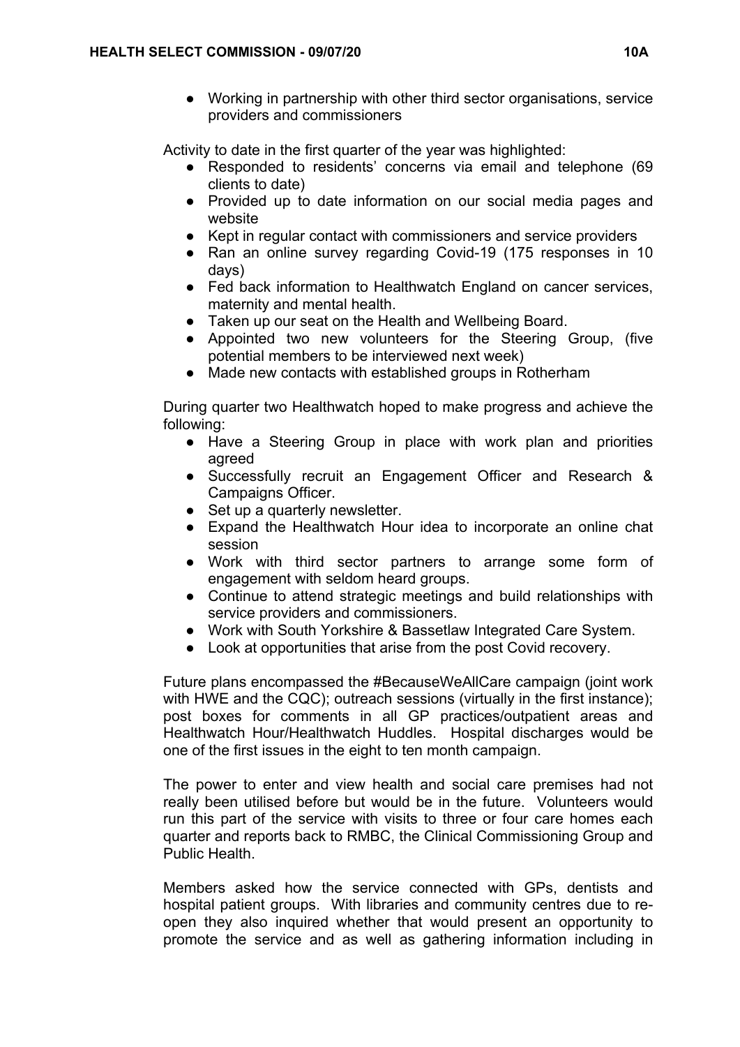- Working in partnership with other third sector organisations, service providers and commissioners

Activity to date in the first quarter of the year was highlighted:

- Responded to residents' concerns via email and telephone (69 clients to date)
- Provided up to date information on our social media pages and website
- Kept in regular contact with commissioners and service providers
- Ran an online survey regarding Covid-19 (175 responses in 10 days)
- Fed back information to Healthwatch England on cancer services, maternity and mental health.
- Taken up our seat on the Health and Wellbeing Board.
- Appointed two new volunteers for the Steering Group, (five potential members to be interviewed next week)
- Made new contacts with established groups in Rotherham

During quarter two Healthwatch hoped to make progress and achieve the following:

- Have a Steering Group in place with work plan and priorities agreed
- Successfully recruit an Engagement Officer and Research & Campaigns Officer.
- Set up a quarterly newsletter.
- Expand the Healthwatch Hour idea to incorporate an online chat session
- Work with third sector partners to arrange some form of engagement with seldom heard groups.
- Continue to attend strategic meetings and build relationships with service providers and commissioners.
- Work with South Yorkshire & Bassetlaw Integrated Care System.
- Look at opportunities that arise from the post Covid recovery.

Future plans encompassed the #BecauseWeAllCare campaign (joint work with HWE and the CQC); outreach sessions (virtually in the first instance); post boxes for comments in all GP practices/outpatient areas and Healthwatch Hour/Healthwatch Huddles. Hospital discharges would be one of the first issues in the eight to ten month campaign.

The power to enter and view health and social care premises had not really been utilised before but would be in the future. Volunteers would run this part of the service with visits to three or four care homes each quarter and reports back to RMBC, the Clinical Commissioning Group and Public Health.

Members asked how the service connected with GPs, dentists and hospital patient groups. With libraries and community centres due to re-open they also inquired whether that would present an opportunity to promote the service and as well as gathering information including in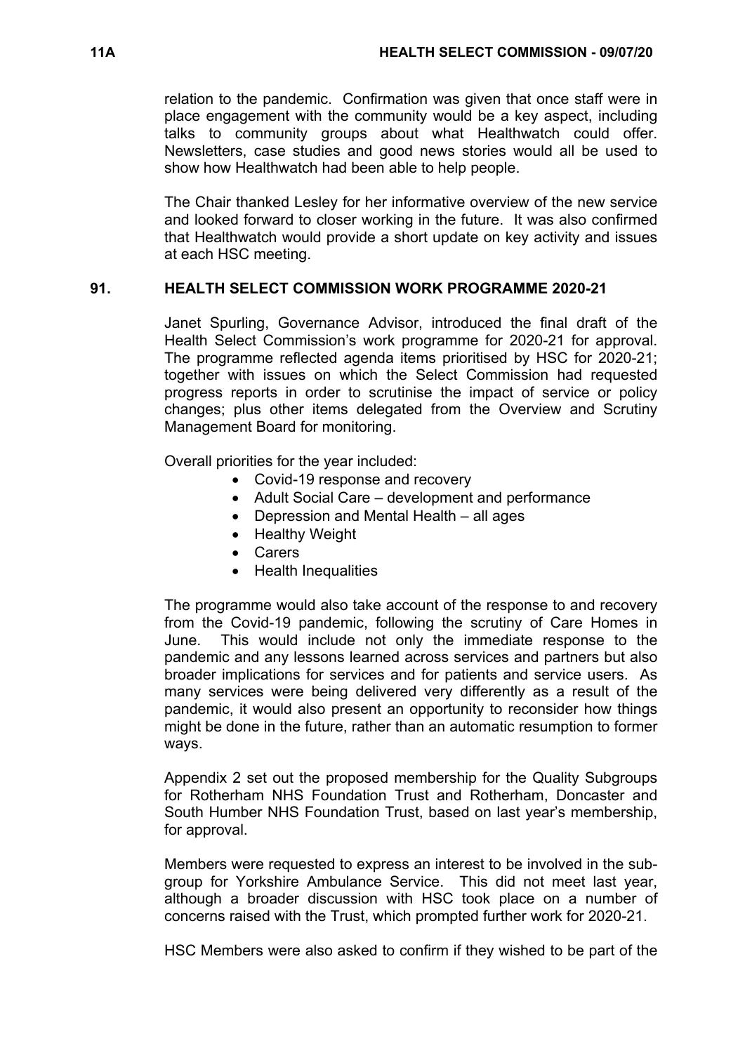relation to the pandemic. Confirmation was given that once staff were in place engagement with the community would be a key aspect, including talks to community groups about what Healthwatch could offer. Newsletters, case studies and good news stories would all be used to show how Healthwatch had been able to help people.

The Chair thanked Lesley for her informative overview of the new service and looked forward to closer working in the future. It was also confirmed that Healthwatch would provide a short update on key activity and issues at each HSC meeting.

## 91. HEALTH SELECT COMMISSION WORK PROGRAMME 2020-21

Janet Spurling, Governance Advisor, introduced the final draft of the Health Select Commission's work programme for 2020-21 for approval. The programme reflected agenda items prioritised by HSC for 2020-21; together with issues on which the Select Commission had requested progress reports in order to scrutinise the impact of service or policy changes; plus other items delegated from the Overview and Scrutiny Management Board for monitoring.

Overall priorities for the year included:

- Covid-19 response and recovery
- Adult Social Care – development and performance
- Depression and Mental Health – all ages
- Healthy Weight
- Carers
- Health Inequalities

The programme would also take account of the response to and recovery from the Covid-19 pandemic, following the scrutiny of Care Homes in June. This would include not only the immediate response to the pandemic and any lessons learned across services and partners but also broader implications for services and for patients and service users. As many services were being delivered very differently as a result of the pandemic, it would also present an opportunity to reconsider how things might be done in the future, rather than an automatic resumption to former ways.

Appendix 2 set out the proposed membership for the Quality Subgroups for Rotherham NHS Foundation Trust and Rotherham, Doncaster and South Humber NHS Foundation Trust, based on last year's membership, for approval.

Members were requested to express an interest to be involved in the sub-group for Yorkshire Ambulance Service. This did not meet last year, although a broader discussion with HSC took place on a number of concerns raised with the Trust, which prompted further work for 2020-21.

HSC Members were also asked to confirm if they wished to be part of the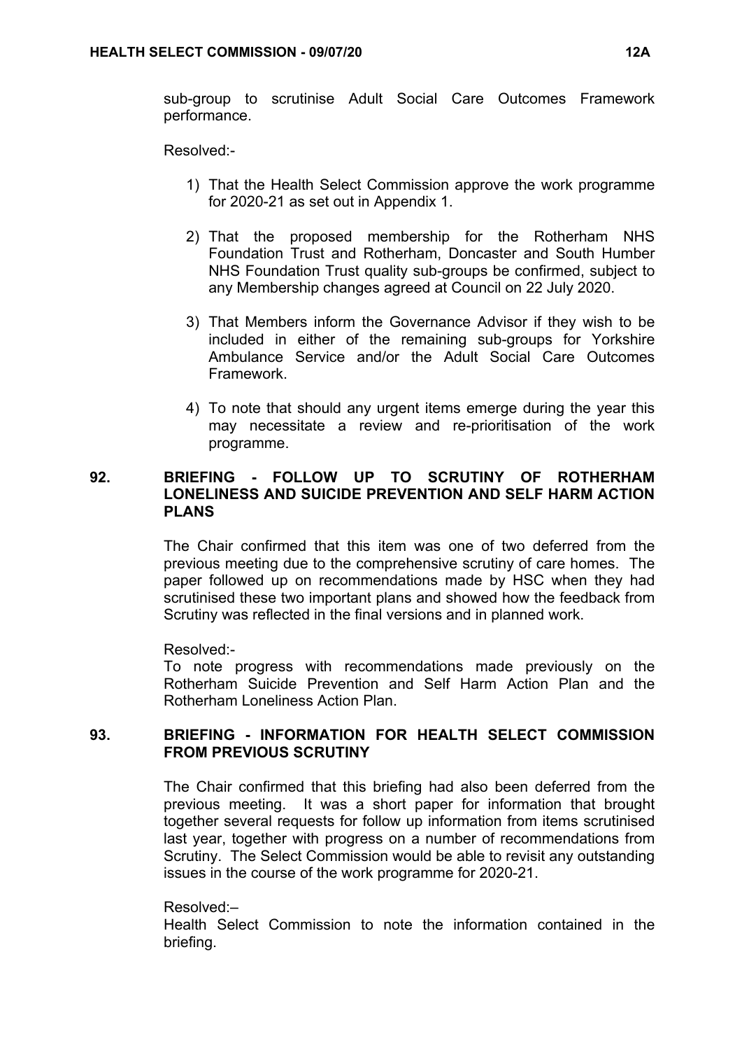sub-group to scrutinise Adult Social Care Outcomes Framework performance.

Resolved:-

1) That the Health Select Commission approve the work programme for 2020-21 as set out in Appendix 1.

2) That the proposed membership for the Rotherham NHS Foundation Trust and Rotherham, Doncaster and South Humber NHS Foundation Trust quality sub-groups be confirmed, subject to any Membership changes agreed at Council on 22 July 2020.

3) That Members inform the Governance Advisor if they wish to be included in either of the remaining sub-groups for Yorkshire Ambulance Service and/or the Adult Social Care Outcomes Framework.

4) To note that should any urgent items emerge during the year this may necessitate a review and re-prioritisation of the work programme.

## 92. BRIEFING - FOLLOW UP TO SCRUTINY OF ROTHERHAM LONELINESS AND SUICIDE PREVENTION AND SELF HARM ACTION PLANS

The Chair confirmed that this item was one of two deferred from the previous meeting due to the comprehensive scrutiny of care homes. The paper followed up on recommendations made by HSC when they had scrutinised these two important plans and showed how the feedback from Scrutiny was reflected in the final versions and in planned work.

Resolved:-
To note progress with recommendations made previously on the Rotherham Suicide Prevention and Self Harm Action Plan and the Rotherham Loneliness Action Plan.

## 93. BRIEFING - INFORMATION FOR HEALTH SELECT COMMISSION FROM PREVIOUS SCRUTINY

The Chair confirmed that this briefing had also been deferred from the previous meeting. It was a short paper for information that brought together several requests for follow up information from items scrutinised last year, together with progress on a number of recommendations from Scrutiny. The Select Commission would be able to revisit any outstanding issues in the course of the work programme for 2020-21.

Resolved:–
Health Select Commission to note the information contained in the briefing.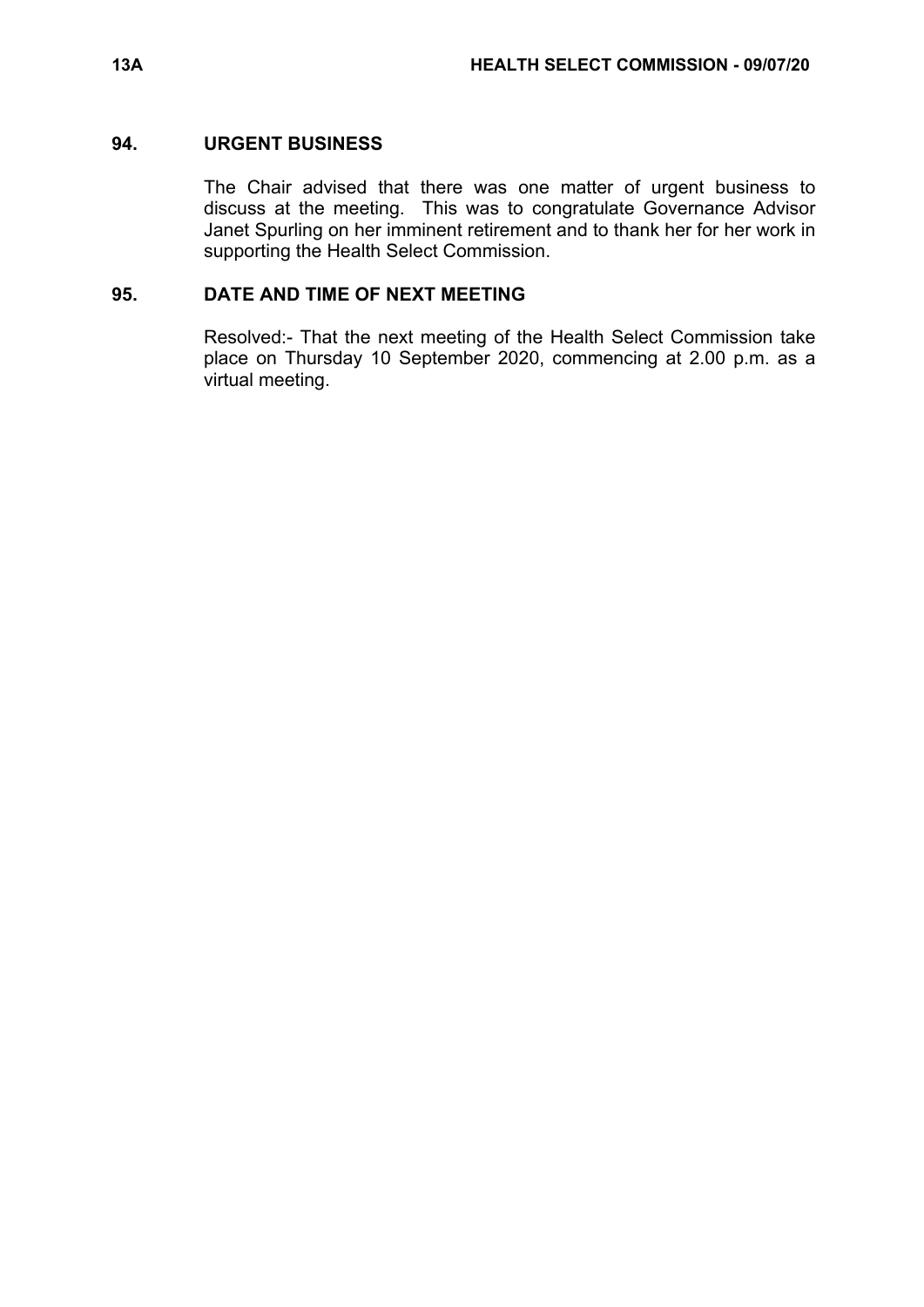## 94. URGENT BUSINESS

The Chair advised that there was one matter of urgent business to discuss at the meeting. This was to congratulate Governance Advisor Janet Spurling on her imminent retirement and to thank her for her work in supporting the Health Select Commission.

## 95. DATE AND TIME OF NEXT MEETING

Resolved:- That the next meeting of the Health Select Commission take place on Thursday 10 September 2020, commencing at 2.00 p.m. as a virtual meeting.